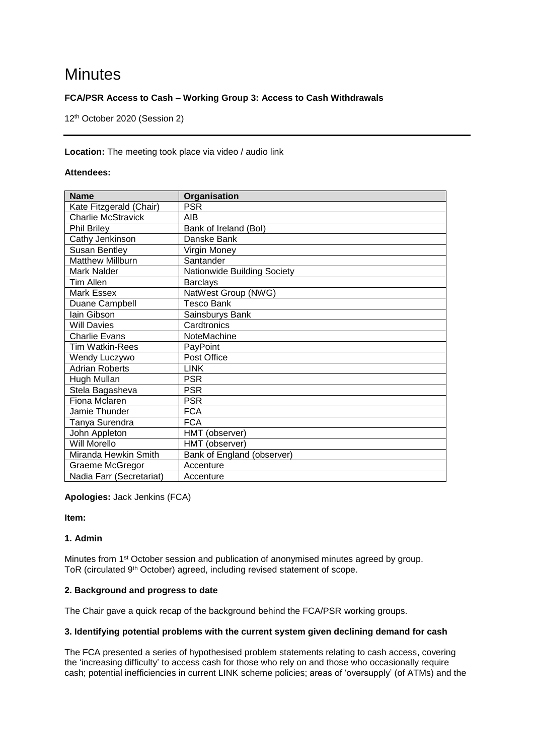# Minutes

**FCA/PSR Access to Cash – Working Group 3: Access to Cash Withdrawals**

12th October 2020 (Session 2)

---

**Location:** The meeting took place via video / audio link

**Attendees:**

| Name | Organisation |
|---|---|
| Kate Fitzgerald (Chair) | PSR |
| Charlie McStravick | AIB |
| Phil Briley | Bank of Ireland (BoI) |
| Cathy Jenkinson | Danske Bank |
| Susan Bentley | Virgin Money |
| Matthew Millburn | Santander |
| Mark Nalder | Nationwide Building Society |
| Tim Allen | Barclays |
| Mark Essex | NatWest Group (NWG) |
| Duane Campbell | Tesco Bank |
| Iain Gibson | Sainsburys Bank |
| Will Davies | Cardtronics |
| Charlie Evans | NoteMachine |
| Tim Watkin-Rees | PayPoint |
| Wendy Luczywo | Post Office |
| Adrian Roberts | LINK |
| Hugh Mullan | PSR |
| Stela Bagasheva | PSR |
| Fiona Mclaren | PSR |
| Jamie Thunder | FCA |
| Tanya Surendra | FCA |
| John Appleton | HMT (observer) |
| Will Morello | HMT (observer) |
| Miranda Hewkin Smith | Bank of England (observer) |
| Graeme McGregor | Accenture |
| Nadia Farr (Secretariat) | Accenture |

**Apologies:** Jack Jenkins (FCA)

**Item:**

**1. Admin**

Minutes from 1st October session and publication of anonymised minutes agreed by group.
ToR (circulated 9th October) agreed, including revised statement of scope.

**2. Background and progress to date**

The Chair gave a quick recap of the background behind the FCA/PSR working groups.

**3. Identifying potential problems with the current system given declining demand for cash**

The FCA presented a series of hypothesised problem statements relating to cash access, covering the 'increasing difficulty' to access cash for those who rely on and those who occasionally require cash; potential inefficiencies in current LINK scheme policies; areas of 'oversupply' (of ATMs) and the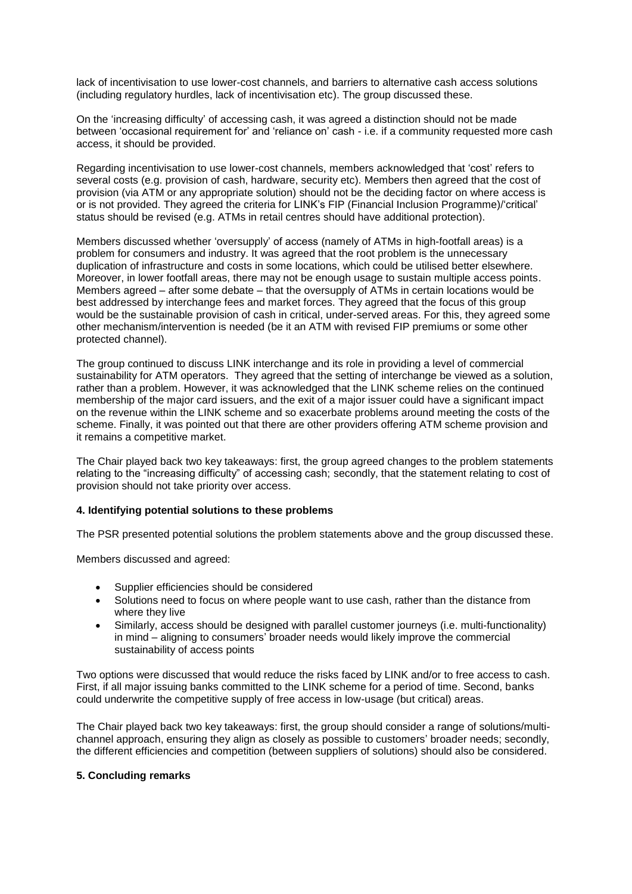lack of incentivisation to use lower-cost channels, and barriers to alternative cash access solutions (including regulatory hurdles, lack of incentivisation etc). The group discussed these.

On the 'increasing difficulty' of accessing cash, it was agreed a distinction should not be made between 'occasional requirement for' and 'reliance on' cash - i.e. if a community requested more cash access, it should be provided.

Regarding incentivisation to use lower-cost channels, members acknowledged that 'cost' refers to several costs (e.g. provision of cash, hardware, security etc). Members then agreed that the cost of provision (via ATM or any appropriate solution) should not be the deciding factor on where access is or is not provided. They agreed the criteria for LINK's FIP (Financial Inclusion Programme)/'critical' status should be revised (e.g. ATMs in retail centres should have additional protection).

Members discussed whether 'oversupply' of access (namely of ATMs in high-footfall areas) is a problem for consumers and industry. It was agreed that the root problem is the unnecessary duplication of infrastructure and costs in some locations, which could be utilised better elsewhere. Moreover, in lower footfall areas, there may not be enough usage to sustain multiple access points. Members agreed – after some debate – that the oversupply of ATMs in certain locations would be best addressed by interchange fees and market forces. They agreed that the focus of this group would be the sustainable provision of cash in critical, under-served areas. For this, they agreed some other mechanism/intervention is needed (be it an ATM with revised FIP premiums or some other protected channel).

The group continued to discuss LINK interchange and its role in providing a level of commercial sustainability for ATM operators. They agreed that the setting of interchange be viewed as a solution, rather than a problem. However, it was acknowledged that the LINK scheme relies on the continued membership of the major card issuers, and the exit of a major issuer could have a significant impact on the revenue within the LINK scheme and so exacerbate problems around meeting the costs of the scheme. Finally, it was pointed out that there are other providers offering ATM scheme provision and it remains a competitive market.

The Chair played back two key takeaways: first, the group agreed changes to the problem statements relating to the "increasing difficulty" of accessing cash; secondly, that the statement relating to cost of provision should not take priority over access.

**4. Identifying potential solutions to these problems**

The PSR presented potential solutions the problem statements above and the group discussed these.

Members discussed and agreed:

- Supplier efficiencies should be considered
- Solutions need to focus on where people want to use cash, rather than the distance from where they live
- Similarly, access should be designed with parallel customer journeys (i.e. multi-functionality) in mind – aligning to consumers' broader needs would likely improve the commercial sustainability of access points

Two options were discussed that would reduce the risks faced by LINK and/or to free access to cash. First, if all major issuing banks committed to the LINK scheme for a period of time. Second, banks could underwrite the competitive supply of free access in low-usage (but critical) areas.

The Chair played back two key takeaways: first, the group should consider a range of solutions/multi-channel approach, ensuring they align as closely as possible to customers' broader needs; secondly, the different efficiencies and competition (between suppliers of solutions) should also be considered.

**5. Concluding remarks**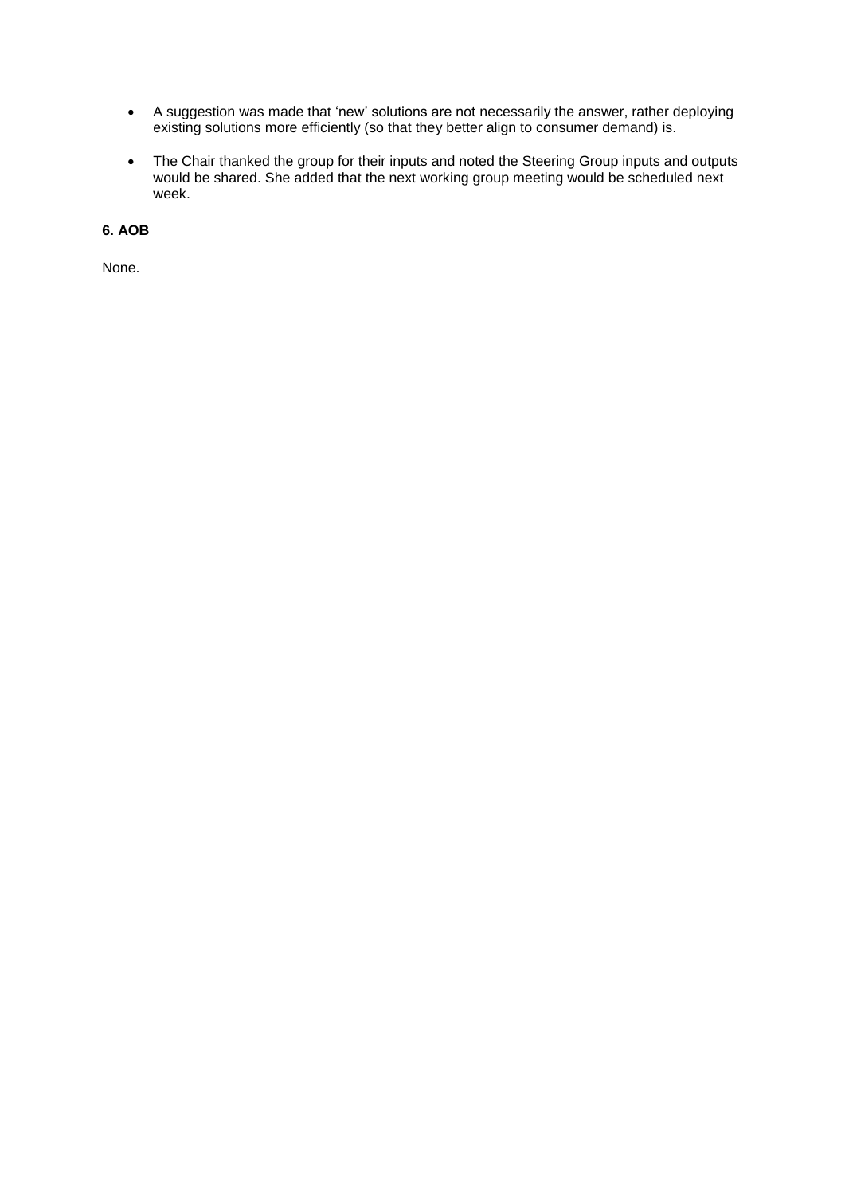- A suggestion was made that 'new' solutions are not necessarily the answer, rather deploying existing solutions more efficiently (so that they better align to consumer demand) is.

- The Chair thanked the group for their inputs and noted the Steering Group inputs and outputs would be shared. She added that the next working group meeting would be scheduled next week.

**6. AOB**

None.